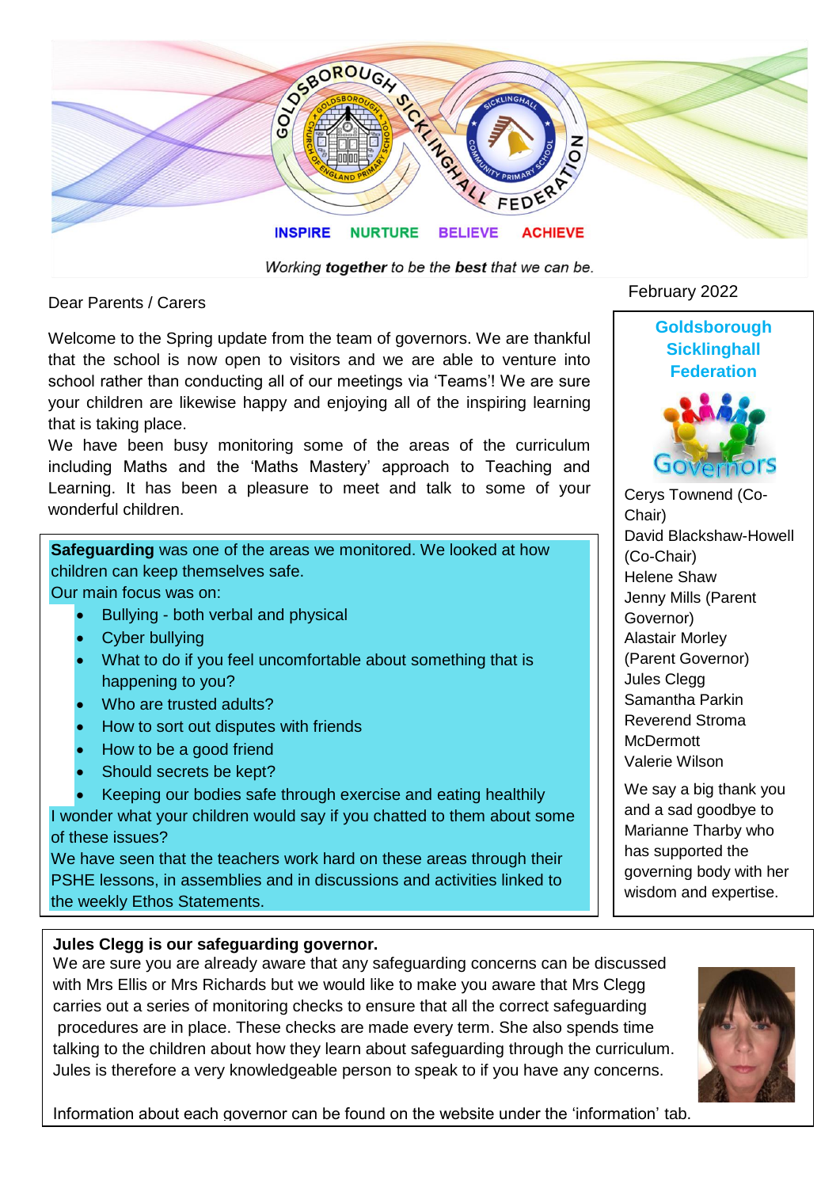GOLDSBOROUGH SICKLINGHALL FEDERATION

INSPIRE NURTURE BELIEVE ACHIEVE

*Working **together** to be the **best** that we can be.*

February 2022

Dear Parents / Carers

Welcome to the Spring update from the team of governors. We are thankful that the school is now open to visitors and we are able to venture into school rather than conducting all of our meetings via 'Teams'! We are sure your children are likewise happy and enjoying all of the inspiring learning that is taking place.

We have been busy monitoring some of the areas of the curriculum including Maths and the 'Maths Mastery' approach to Teaching and Learning. It has been a pleasure to meet and talk to some of your wonderful children.

**Safeguarding** was one of the areas we monitored. We looked at how children can keep themselves safe.

Our main focus was on:

- Bullying - both verbal and physical
- Cyber bullying
- What to do if you feel uncomfortable about something that is happening to you?
- Who are trusted adults?
- How to sort out disputes with friends
- How to be a good friend
- Should secrets be kept?
- Keeping our bodies safe through exercise and eating healthily

I wonder what your children would say if you chatted to them about some of these issues?

We have seen that the teachers work hard on these areas through their PSHE lessons, in assemblies and in discussions and activities linked to the weekly Ethos Statements.

## Goldsborough Sicklinghall Federation

Governors

Cerys Townend (Co-Chair)
David Blackshaw-Howell (Co-Chair)
Helene Shaw
Jenny Mills (Parent Governor)
Alastair Morley (Parent Governor)
Jules Clegg
Samantha Parkin
Reverend Stroma McDermott
Valerie Wilson

We say a big thank you and a sad goodbye to Marianne Tharby who has supported the governing body with her wisdom and expertise.

**Jules Clegg is our safeguarding governor.**

We are sure you are already aware that any safeguarding concerns can be discussed with Mrs Ellis or Mrs Richards but we would like to make you aware that Mrs Clegg carries out a series of monitoring checks to ensure that all the correct safeguarding procedures are in place. These checks are made every term. She also spends time talking to the children about how they learn about safeguarding through the curriculum. Jules is therefore a very knowledgeable person to speak to if you have any concerns.

Information about each governor can be found on the website under the 'information' tab.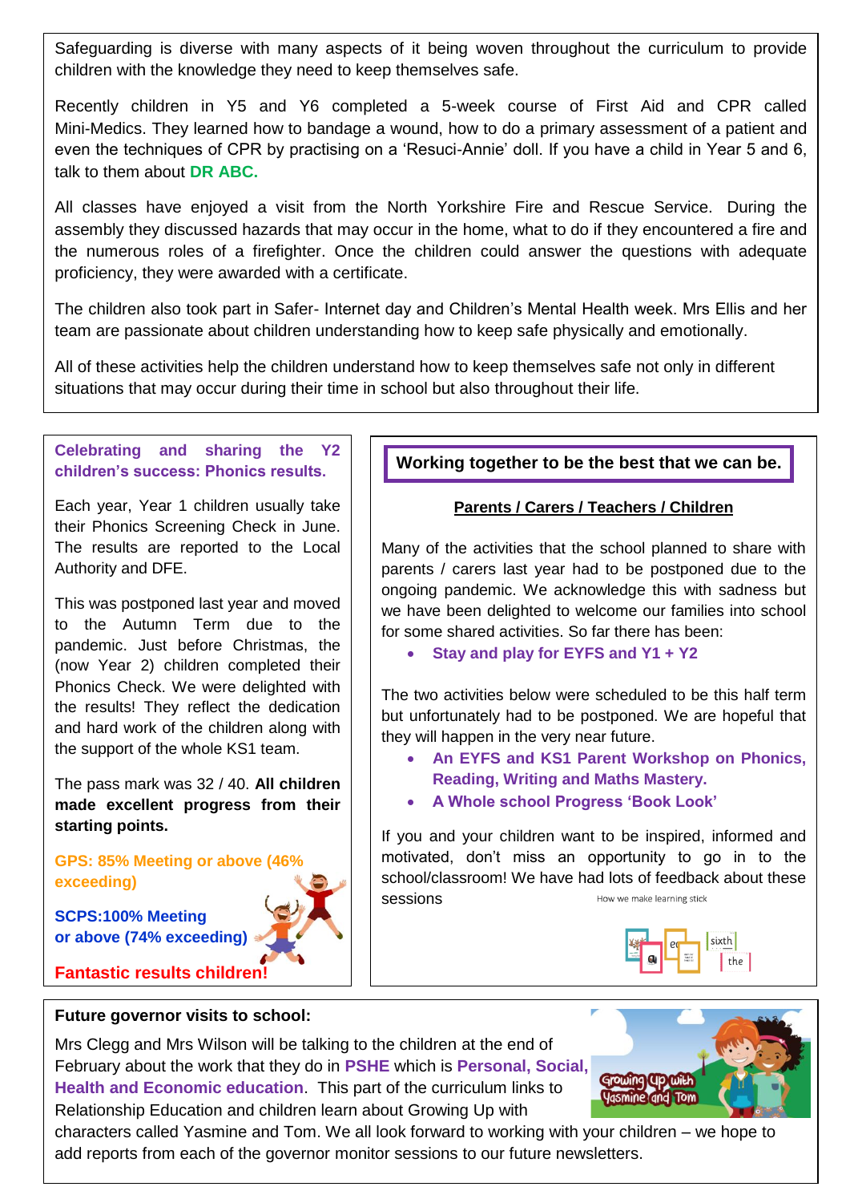Safeguarding is diverse with many aspects of it being woven throughout the curriculum to provide children with the knowledge they need to keep themselves safe.

Recently children in Y5 and Y6 completed a 5-week course of First Aid and CPR called Mini-Medics. They learned how to bandage a wound, how to do a primary assessment of a patient and even the techniques of CPR by practising on a 'Resuci-Annie' doll. If you have a child in Year 5 and 6, talk to them about **DR ABC.**

All classes have enjoyed a visit from the North Yorkshire Fire and Rescue Service. During the assembly they discussed hazards that may occur in the home, what to do if they encountered a fire and the numerous roles of a firefighter. Once the children could answer the questions with adequate proficiency, they were awarded with a certificate.

The children also took part in Safer- Internet day and Children's Mental Health week. Mrs Ellis and her team are passionate about children understanding how to keep safe physically and emotionally.

All of these activities help the children understand how to keep themselves safe not only in different situations that may occur during their time in school but also throughout their life.

**Celebrating and sharing the Y2 children's success: Phonics results.**

Each year, Year 1 children usually take their Phonics Screening Check in June. The results are reported to the Local Authority and DFE.

This was postponed last year and moved to the Autumn Term due to the pandemic. Just before Christmas, the (now Year 2) children completed their Phonics Check. We were delighted with the results! They reflect the dedication and hard work of the children along with the support of the whole KS1 team.

The pass mark was 32 / 40. **All children made excellent progress from their starting points.**

**GPS: 85% Meeting or above (46% exceeding)**

**SCPS:100% Meeting or above (74% exceeding)**

**Fantastic results children!**

## Working together to be the best that we can be.

**Parents / Carers / Teachers / Children**

Many of the activities that the school planned to share with parents / carers last year had to be postponed due to the ongoing pandemic. We acknowledge this with sadness but we have been delighted to welcome our families into school for some shared activities. So far there has been:

- **Stay and play for EYFS and Y1 + Y2**

The two activities below were scheduled to be this half term but unfortunately had to be postponed. We are hopeful that they will happen in the very near future.

- **An EYFS and KS1 Parent Workshop on Phonics, Reading, Writing and Maths Mastery.**
- **A Whole school Progress 'Book Look'**

If you and your children want to be inspired, informed and motivated, don't miss an opportunity to go in to the school/classroom! We have had lots of feedback about these sessions

**Future governor visits to school:**

Mrs Clegg and Mrs Wilson will be talking to the children at the end of February about the work that they do in **PSHE** which is **Personal, Social, Health and Economic education**. This part of the curriculum links to Relationship Education and children learn about Growing Up with characters called Yasmine and Tom. We all look forward to working with your children – we hope to add reports from each of the governor monitor sessions to our future newsletters.